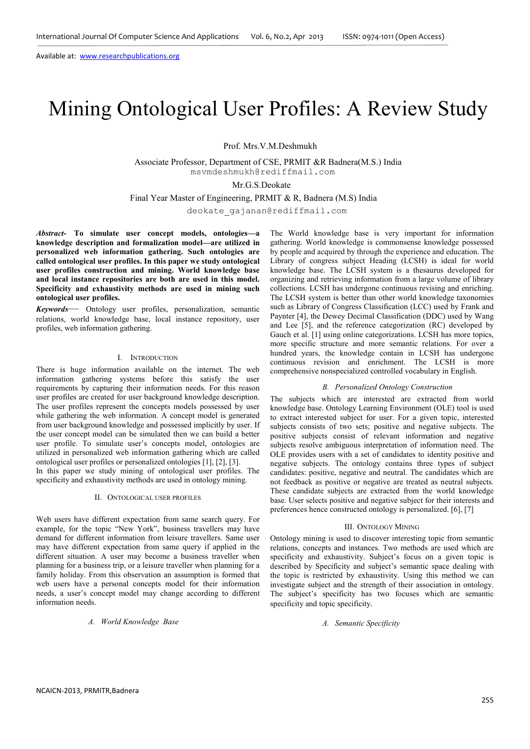Available at: www.researchpublications.org

# Mining Ontological User Profiles: A Review Study

Prof. Mrs.V.M.Deshmukh

Associate Professor, Department of CSE, PRMIT &R Badnera(M.S.) India
msvmdeshmukh@rediffmail.com

Mr.G.S.Deokate

Final Year Master of Engineering, PRMIT & R, Badnera (M.S) India
deokate_gajanan@rediffmail.com

***Abstract-* To simulate user concept models, ontologies—a knowledge description and formalization model—are utilized in personalized web information gathering. Such ontologies are called ontological user profiles. In this paper we study ontological user profiles construction and mining. World knowledge base and local instance repositories are both are used in this model. Specificity and exhaustivity methods are used in mining such ontological user profiles.**

***Keywords*—** Ontology user profiles, personalization, semantic relations, world knowledge base, local instance repository, user profiles, web information gathering.

## I. Introduction

There is huge information available on the internet. The web information gathering systems before this satisfy the user requirements by capturing their information needs. For this reason user profiles are created for user background knowledge description. The user profiles represent the concepts models possessed by user while gathering the web information. A concept model is generated from user background knowledge and possessed implicitly by user. If the user concept model can be simulated then we can build a better user profile. To simulate user's concepts model, ontologies are utilized in personalized web information gathering which are called ontological user profiles or personalized ontologies [1], [2], [3].
In this paper we study mining of ontological user profiles. The specificity and exhaustivity methods are used in ontology mining.

## II. Ontological user profiles

Web users have different expectation from same search query. For example, for the topic "New York", business travellers may have demand for different information from leisure travellers. Same user may have different expectation from same query if applied in the different situation. A user may become a business traveller when planning for a business trip, or a leisure traveller when planning for a family holiday. From this observation an assumption is formed that web users have a personal concepts model for their information needs, a user's concept model may change according to different information needs.

### *A. World Knowledge Base*

The World knowledge base is very important for information gathering. World knowledge is commonsense knowledge possessed by people and acquired by through the experience and education. The Library of congress subject Heading (LCSH) is ideal for world knowledge base. The LCSH system is a thesaurus developed for organizing and retrieving information from a large volume of library collections. LCSH has undergone continuous revising and enriching. The LCSH system is better than other world knowledge taxonomies such as Library of Congress Classification (LCC) used by Frank and Paynter [4], the Dewey Decimal Classification (DDC) used by Wang and Lee [5], and the reference categorization (RC) developed by Gauch et al. [1] using online categorizations. LCSH has more topics, more specific structure and more semantic relations. For over a hundred years, the knowledge contain in LCSH has undergone continuous revision and enrichment. The LCSH is more comprehensive nonspecialized controlled vocabulary in English.

### *B. Personalized Ontology Construction*

The subjects which are interested are extracted from world knowledge base. Ontology Learning Environment (OLE) tool is used to extract interested subject for user. For a given topic, interested subjects consists of two sets; positive and negative subjects. The positive subjects consist of relevant information and negative subjects resolve ambiguous interpretation of information need. The OLE provides users with a set of candidates to identity positive and negative subjects. The ontology contains three types of subject candidates: positive, negative and neutral. The candidates which are not feedback as positive or negative are treated as neutral subjects. These candidate subjects are extracted from the world knowledge base. User selects positive and negative subject for their interests and preferences hence constructed ontology is personalized. [6], [7]

## III. Ontology Mining

Ontology mining is used to discover interesting topic from semantic relations, concepts and instances. Two methods are used which are specificity and exhaustivity. Subject's focus on a given topic is described by Specificity and subject's semantic space dealing with the topic is restricted by exhaustivity. Using this method we can investigate subject and the strength of their association in ontology. The subject's specificity has two focuses which are semantic specificity and topic specificity.

### *A. Semantic Specificity*

NCAICN-2013, PRMITR,Badnera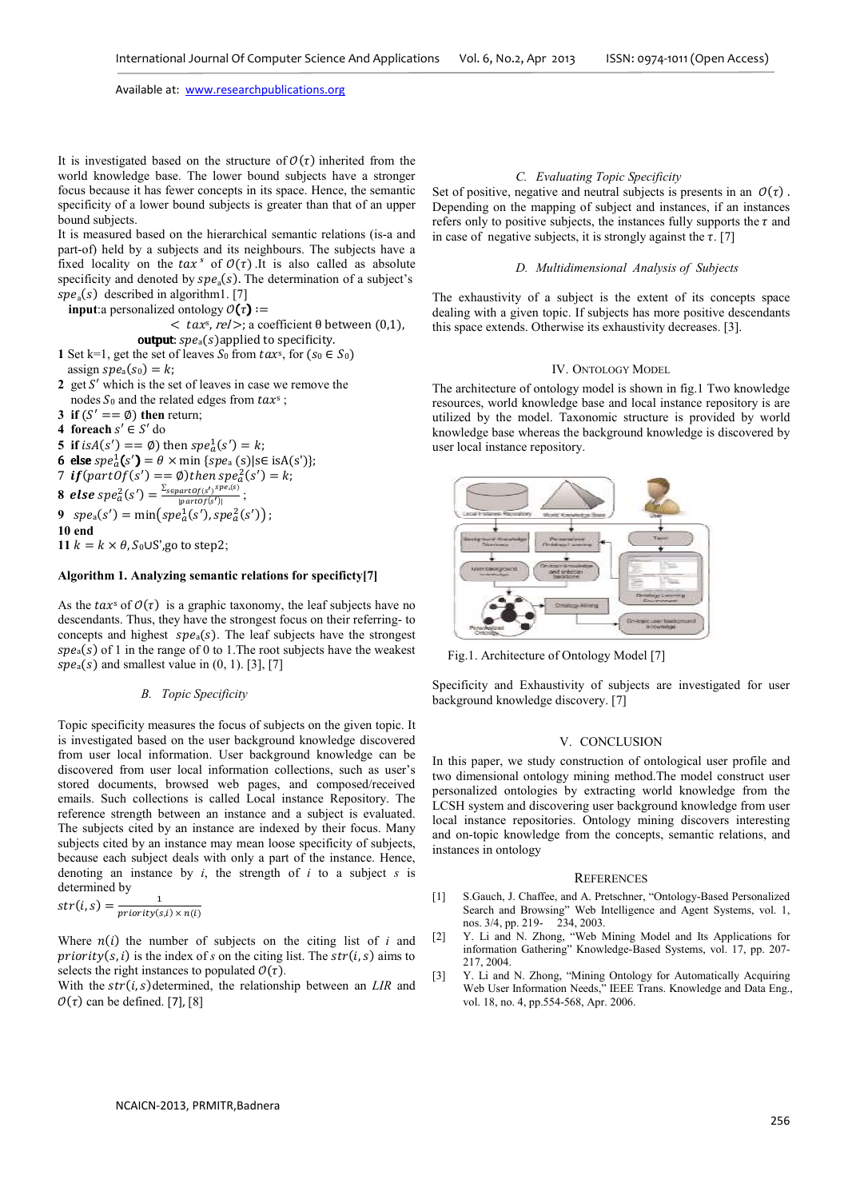It is investigated based on the structure of $\mathcal{O}(\tau)$ inherited from the world knowledge base. The lower bound subjects have a stronger focus because it has fewer concepts in its space. Hence, the semantic specificity of a lower bound subjects is greater than that of an upper bound subjects.

It is measured based on the hierarchical semantic relations (is-a and part-of) held by a subjects and its neighbours. The subjects have a fixed locality on the $tax^s$ of $\mathcal{O}(\tau)$ .It is also called as absolute specificity and denoted by $spe_a(s)$. The determination of a subject's $spe_a(s)$ described in algorithm1. [7]

**input**:a personalized ontology $\mathcal{O}(\tau) :=$
$< tax^s, rel >$; a coefficient θ between (0,1),
**output**: $spe_a(s)$ applied to specificity.

**1** Set k=1, get the set of leaves $S_0$ from $tax^s$, for ($s_0 \in S_0$) assign $spe_a(s_0) = k$;
**2** get $S'$ which is the set of leaves in case we remove the nodes $S_0$ and the related edges from $tax^s$ ;
**3** **if** $(S' == \emptyset)$ **then** return;
**4** **foreach** $s' \in S'$ do
**5** **if** $isA(s') == \emptyset$) then $spe_a^1(s') = k$;
**6** **else** $spe_a^1(s') = \theta \times \min\{spe_a(s)|s \in isA(s')\}$;
7 ***if*** $(partOf(s') == \emptyset)$ *then* $spe_a^2(s') = k$;
**8** ***else*** $spe_a^2(s') = \frac{\sum_{s \in partOf(s')} spe_a(s)}{|partOf(s')|}$;
**9** $spe_a(s') = \min(spe_a^1(s'), spe_a^2(s'))$;
**10 end**
**11** $k = k \times \theta$, $S_0 \cup S'$,go to step2;

**Algorithm 1. Analyzing semantic relations for specificity[7]**

As the $tax^s$ of $\mathcal{O}(\tau)$ is a graphic taxonomy, the leaf subjects have no descendants. Thus, they have the strongest focus on their referring- to concepts and highest $spe_a(s)$. The leaf subjects have the strongest $spe_a(s)$ of 1 in the range of 0 to 1.The root subjects have the weakest $spe_a(s)$ and smallest value in (0, 1). [3], [7]

### *B. Topic Specificity*

Topic specificity measures the focus of subjects on the given topic. It is investigated based on the user background knowledge discovered from user local information. User background knowledge can be discovered from user local information collections, such as user's stored documents, browsed web pages, and composed/received emails. Such collections is called Local instance Repository. The reference strength between an instance and a subject is evaluated. The subjects cited by an instance are indexed by their focus. Many subjects cited by an instance may mean loose specificity of subjects, because each subject deals with only a part of the instance. Hence, denoting an instance by $i$, the strength of $i$ to a subject $s$ is determined by

$$str(i,s) = \frac{1}{priority(s,i) \times n(i)}$$

Where $n(i)$ the number of subjects on the citing list of $i$ and $priority(s,i)$ is the index of $s$ on the citing list. The $str(i,s)$ aims to selects the right instances to populated $\mathcal{O}(\tau)$.

With the $str(i,s)$determined, the relationship between an *LIR* and $\mathcal{O}(\tau)$ can be defined. [7], [8]

### *C. Evaluating Topic Specificity*

Set of positive, negative and neutral subjects is presents in an $\mathcal{O}(\tau)$. Depending on the mapping of subject and instances, if an instances refers only to positive subjects, the instances fully supports the $\tau$ and in case of negative subjects, it is strongly against the $\tau$. [7]

### *D. Multidimensional Analysis of Subjects*

The exhaustivity of a subject is the extent of its concepts space dealing with a given topic. If subjects has more positive descendants this space extends. Otherwise its exhaustivity decreases. [3].

## IV. Ontology Model

The architecture of ontology model is shown in fig.1 Two knowledge resources, world knowledge base and local instance repository is are utilized by the model. Taxonomic structure is provided by world knowledge base whereas the background knowledge is discovered by user local instance repository.

Fig.1. Architecture of Ontology Model [7]

Specificity and Exhaustivity of subjects are investigated for user background knowledge discovery. [7]

## V. CONCLUSION

In this paper, we study construction of ontological user profile and two dimensional ontology mining method.The model construct user personalized ontologies by extracting world knowledge from the LCSH system and discovering user background knowledge from user local instance repositories. Ontology mining discovers interesting and on-topic knowledge from the concepts, semantic relations, and instances in ontology

## References

[1] S.Gauch, J. Chaffee, and A. Pretschner, "Ontology-Based Personalized Search and Browsing" Web Intelligence and Agent Systems, vol. 1, nos. 3/4, pp. 219- 234, 2003.

[2] Y. Li and N. Zhong, "Web Mining Model and Its Applications for information Gathering" Knowledge-Based Systems, vol. 17, pp. 207-217, 2004.

[3] Y. Li and N. Zhong, "Mining Ontology for Automatically Acquiring Web User Information Needs," IEEE Trans. Knowledge and Data Eng., vol. 18, no. 4, pp.554-568, Apr. 2006.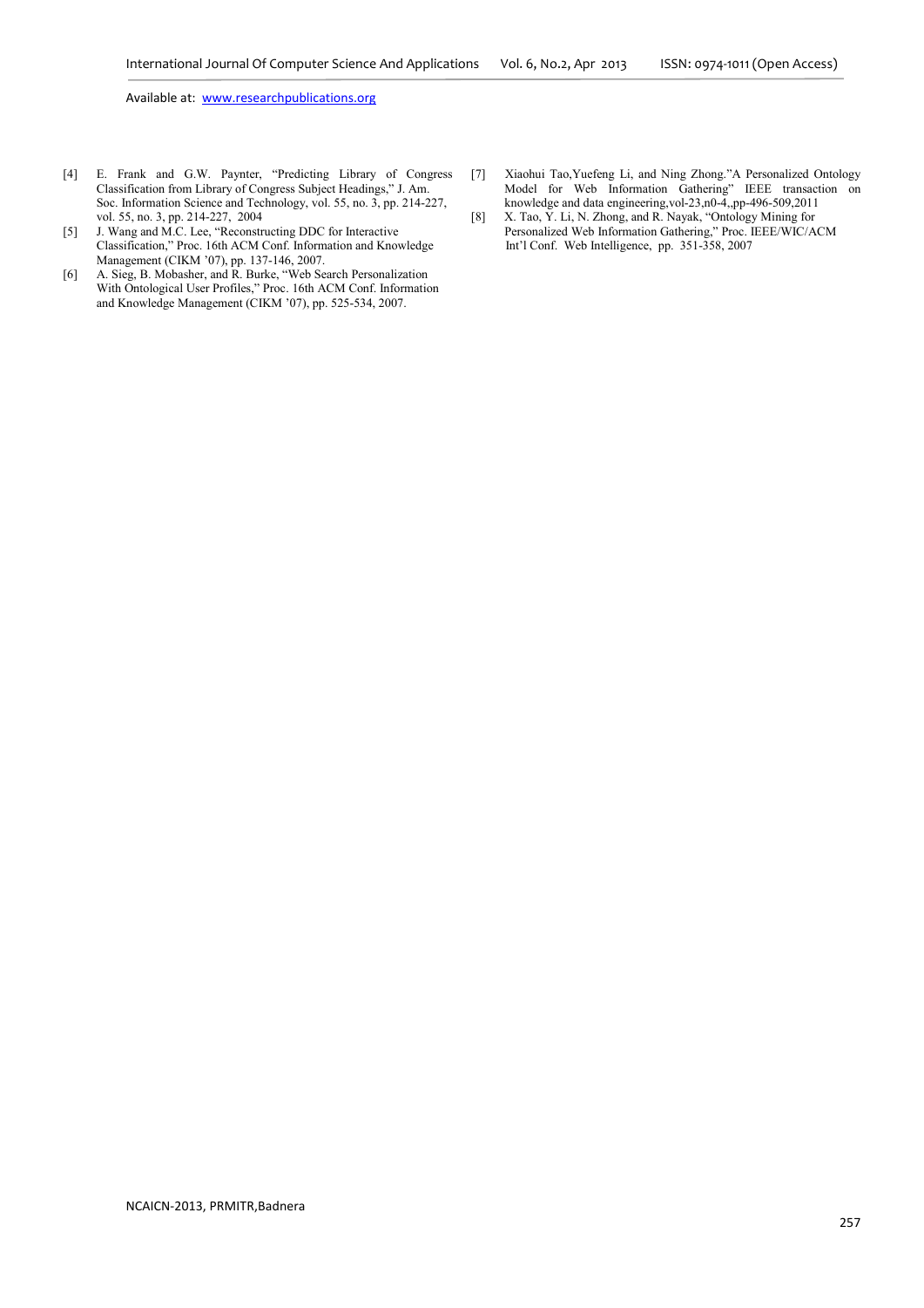[4] E. Frank and G.W. Paynter, "Predicting Library of Congress Classification from Library of Congress Subject Headings," J. Am. Soc. Information Science and Technology, vol. 55, no. 3, pp. 214-227, vol. 55, no. 3, pp. 214-227, 2004

[5] J. Wang and M.C. Lee, "Reconstructing DDC for Interactive Classification," Proc. 16th ACM Conf. Information and Knowledge Management (CIKM '07), pp. 137-146, 2007.

[6] A. Sieg, B. Mobasher, and R. Burke, "Web Search Personalization With Ontological User Profiles," Proc. 16th ACM Conf. Information and Knowledge Management (CIKM '07), pp. 525-534, 2007.

[7] Xiaohui Tao,Yuefeng Li, and Ning Zhong."A Personalized Ontology Model for Web Information Gathering" IEEE transaction on knowledge and data engineering,vol-23,n0-4,,pp-496-509,2011

[8] X. Tao, Y. Li, N. Zhong, and R. Nayak, "Ontology Mining for Personalized Web Information Gathering," Proc. IEEE/WIC/ACM Int'l Conf. Web Intelligence, pp. 351-358, 2007